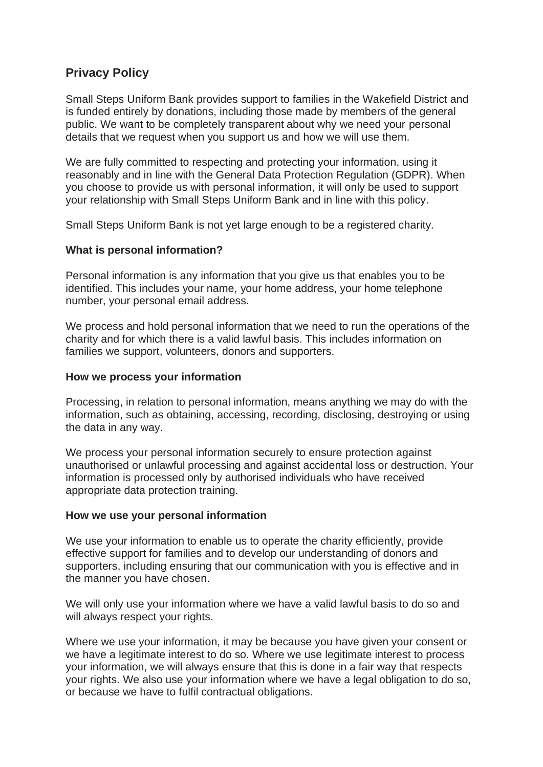## Privacy Policy

Small Steps Uniform Bank provides support to families in the Wakefield District and is funded entirely by donations, including those made by members of the general public. We want to be completely transparent about why we need your personal details that we request when you support us and how we will use them.

We are fully committed to respecting and protecting your information, using it reasonably and in line with the General Data Protection Regulation (GDPR). When you choose to provide us with personal information, it will only be used to support your relationship with Small Steps Uniform Bank and in line with this policy.

Small Steps Uniform Bank is not yet large enough to be a registered charity.

### What is personal information?

Personal information is any information that you give us that enables you to be identified. This includes your name, your home address, your home telephone number, your personal email address.

We process and hold personal information that we need to run the operations of the charity and for which there is a valid lawful basis. This includes information on families we support, volunteers, donors and supporters.

### How we process your information

Processing, in relation to personal information, means anything we may do with the information, such as obtaining, accessing, recording, disclosing, destroying or using the data in any way.

We process your personal information securely to ensure protection against unauthorised or unlawful processing and against accidental loss or destruction. Your information is processed only by authorised individuals who have received appropriate data protection training.

### How we use your personal information

We use your information to enable us to operate the charity efficiently, provide effective support for families and to develop our understanding of donors and supporters, including ensuring that our communication with you is effective and in the manner you have chosen.

We will only use your information where we have a valid lawful basis to do so and will always respect your rights.

Where we use your information, it may be because you have given your consent or we have a legitimate interest to do so. Where we use legitimate interest to process your information, we will always ensure that this is done in a fair way that respects your rights. We also use your information where we have a legal obligation to do so, or because we have to fulfil contractual obligations.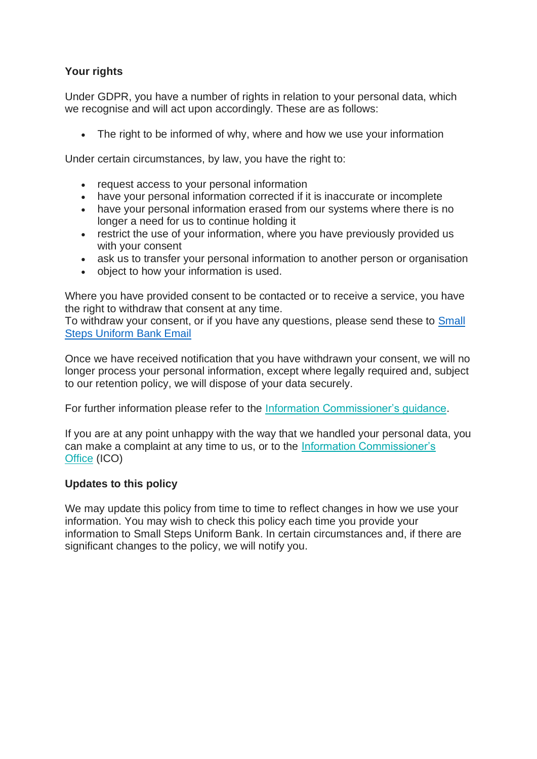**Your rights**

Under GDPR, you have a number of rights in relation to your personal data, which we recognise and will act upon accordingly. These are as follows:

- The right to be informed of why, where and how we use your information

Under certain circumstances, by law, you have the right to:

- request access to your personal information
- have your personal information corrected if it is inaccurate or incomplete
- have your personal information erased from our systems where there is no longer a need for us to continue holding it
- restrict the use of your information, where you have previously provided us with your consent
- ask us to transfer your personal information to another person or organisation
- object to how your information is used.

Where you have provided consent to be contacted or to receive a service, you have the right to withdraw that consent at any time.
To withdraw your consent, or if you have any questions, please send these to Small Steps Uniform Bank Email

Once we have received notification that you have withdrawn your consent, we will no longer process your personal information, except where legally required and, subject to our retention policy, we will dispose of your data securely.

For further information please refer to the Information Commissioner's guidance.

If you are at any point unhappy with the way that we handled your personal data, you can make a complaint at any time to us, or to the Information Commissioner's Office (ICO)

**Updates to this policy**

We may update this policy from time to time to reflect changes in how we use your information. You may wish to check this policy each time you provide your information to Small Steps Uniform Bank. In certain circumstances and, if there are significant changes to the policy, we will notify you.